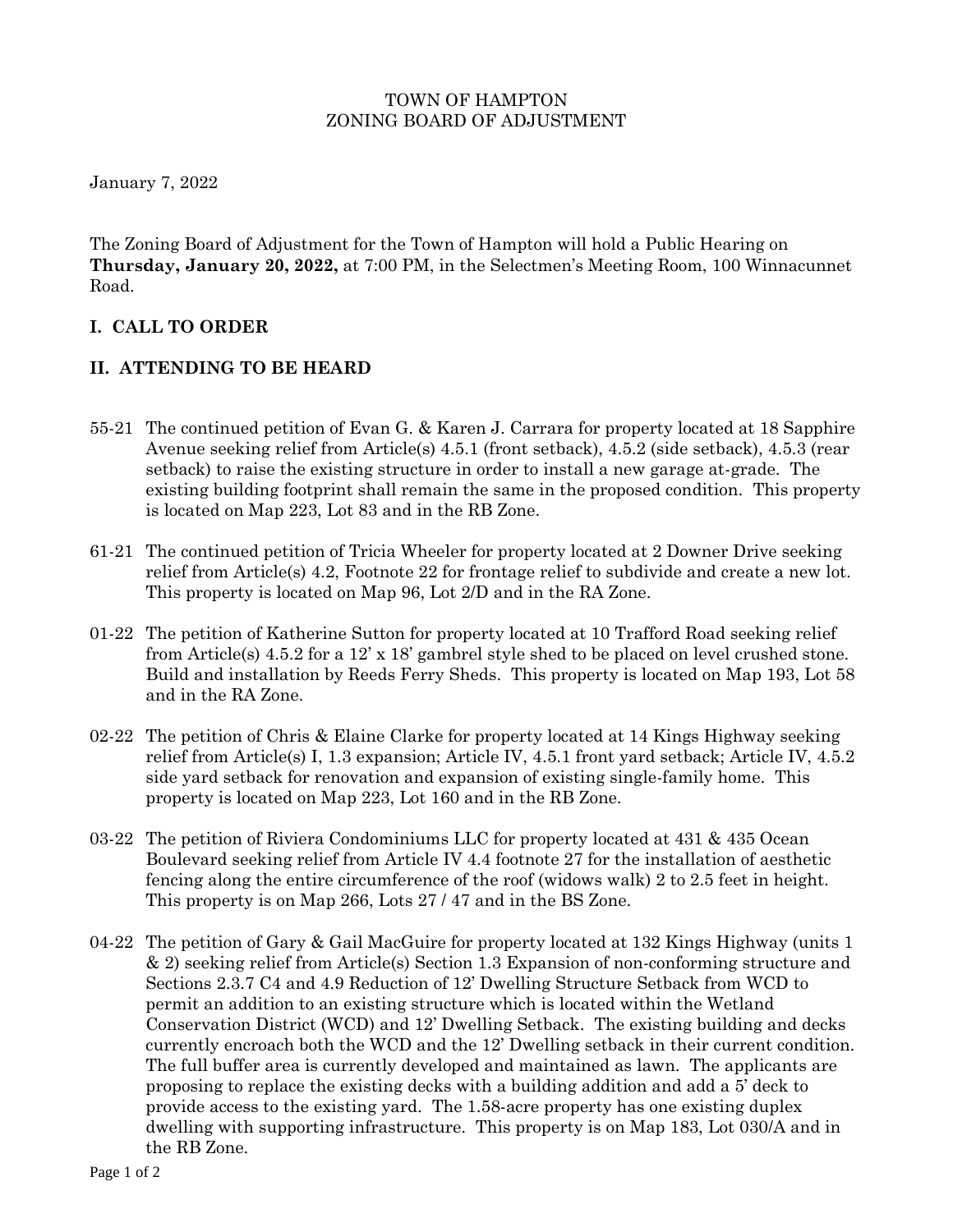TOWN OF HAMPTON
ZONING BOARD OF ADJUSTMENT

January 7, 2022

The Zoning Board of Adjustment for the Town of Hampton will hold a Public Hearing on **Thursday, January 20, 2022,** at 7:00 PM, in the Selectmen's Meeting Room, 100 Winnacunnet Road.

## I. CALL TO ORDER

## II. ATTENDING TO BE HEARD

55-21 The continued petition of Evan G. & Karen J. Carrara for property located at 18 Sapphire Avenue seeking relief from Article(s) 4.5.1 (front setback), 4.5.2 (side setback), 4.5.3 (rear setback) to raise the existing structure in order to install a new garage at-grade. The existing building footprint shall remain the same in the proposed condition. This property is located on Map 223, Lot 83 and in the RB Zone.

61-21 The continued petition of Tricia Wheeler for property located at 2 Downer Drive seeking relief from Article(s) 4.2, Footnote 22 for frontage relief to subdivide and create a new lot. This property is located on Map 96, Lot 2/D and in the RA Zone.

01-22 The petition of Katherine Sutton for property located at 10 Trafford Road seeking relief from Article(s) 4.5.2 for a 12' x 18' gambrel style shed to be placed on level crushed stone. Build and installation by Reeds Ferry Sheds. This property is located on Map 193, Lot 58 and in the RA Zone.

02-22 The petition of Chris & Elaine Clarke for property located at 14 Kings Highway seeking relief from Article(s) I, 1.3 expansion; Article IV, 4.5.1 front yard setback; Article IV, 4.5.2 side yard setback for renovation and expansion of existing single-family home. This property is located on Map 223, Lot 160 and in the RB Zone.

03-22 The petition of Riviera Condominiums LLC for property located at 431 & 435 Ocean Boulevard seeking relief from Article IV 4.4 footnote 27 for the installation of aesthetic fencing along the entire circumference of the roof (widows walk) 2 to 2.5 feet in height. This property is on Map 266, Lots 27 / 47 and in the BS Zone.

04-22 The petition of Gary & Gail MacGuire for property located at 132 Kings Highway (units 1 & 2) seeking relief from Article(s) Section 1.3 Expansion of non-conforming structure and Sections 2.3.7 C4 and 4.9 Reduction of 12' Dwelling Structure Setback from WCD to permit an addition to an existing structure which is located within the Wetland Conservation District (WCD) and 12' Dwelling Setback. The existing building and decks currently encroach both the WCD and the 12' Dwelling setback in their current condition. The full buffer area is currently developed and maintained as lawn. The applicants are proposing to replace the existing decks with a building addition and add a 5' deck to provide access to the existing yard. The 1.58-acre property has one existing duplex dwelling with supporting infrastructure. This property is on Map 183, Lot 030/A and in the RB Zone.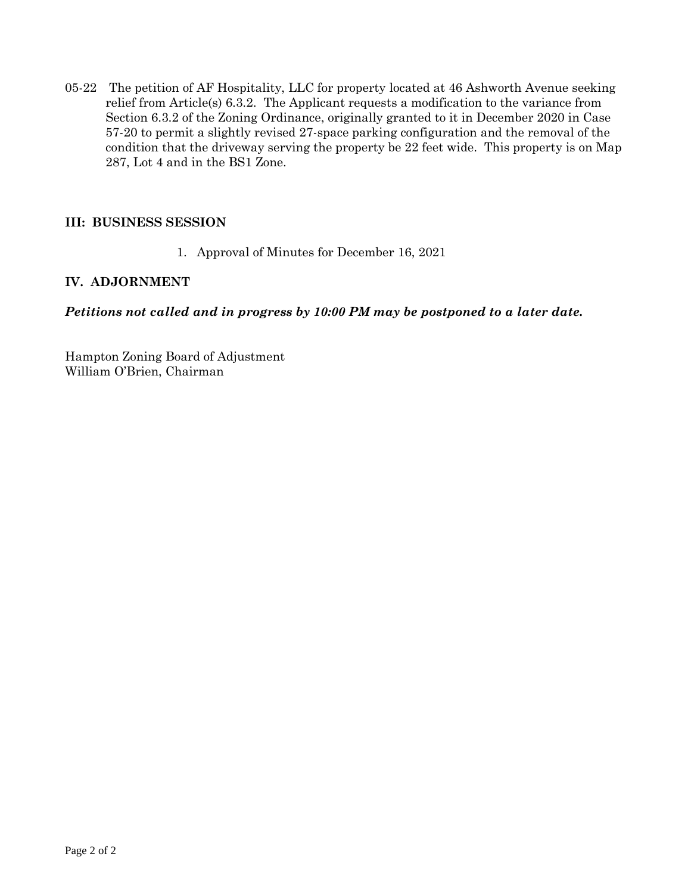05-22 The petition of AF Hospitality, LLC for property located at 46 Ashworth Avenue seeking relief from Article(s) 6.3.2. The Applicant requests a modification to the variance from Section 6.3.2 of the Zoning Ordinance, originally granted to it in December 2020 in Case 57-20 to permit a slightly revised 27-space parking configuration and the removal of the condition that the driveway serving the property be 22 feet wide. This property is on Map 287, Lot 4 and in the BS1 Zone.

## III: BUSINESS SESSION

1. Approval of Minutes for December 16, 2021

## IV. ADJOURNMENT

***Petitions not called and in progress by 10:00 PM may be postponed to a later date.***

Hampton Zoning Board of Adjustment
William O'Brien, Chairman